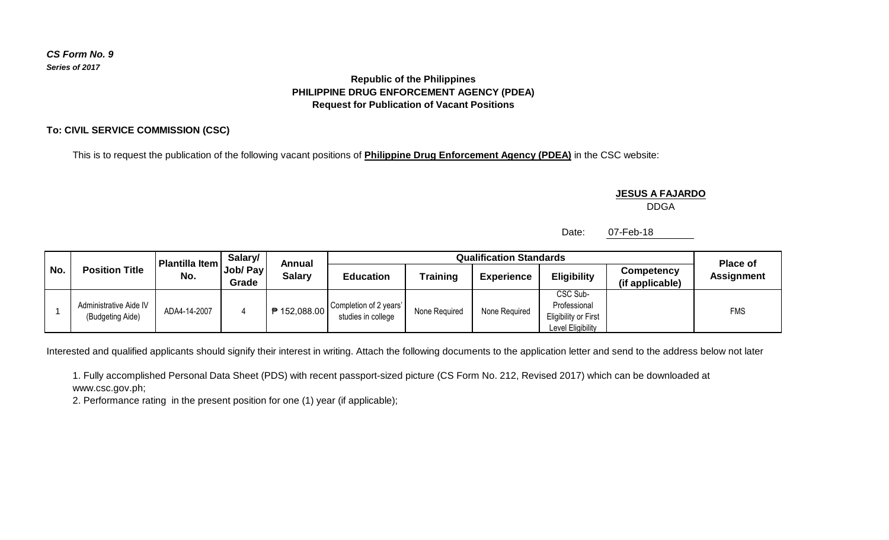*CS Form No. 9*
***Series of 2017***

**Republic of the Philippines**
**PHILIPPINE DRUG ENFORCEMENT AGENCY (PDEA)**
**Request for Publication of Vacant Positions**

**To: CIVIL SERVICE COMMISSION (CSC)**

This is to request the publication of the following vacant positions of **Philippine Drug Enforcement Agency (PDEA)** in the CSC website:

**JESUS A FAJARDO**
DDGA

Date: 07-Feb-18

| No. | Position Title | Plantilla Item No. | Salary/ Job/ Pay Grade | Annual Salary | Qualification Standards | | | | | Place of Assignment |
|---|---|---|---|---|---|---|---|---|---|---|
| | | | | | Education | Training | Experience | Eligibility | Competency (if applicable) | |
| 1 | Administrative Aide IV (Budgeting Aide) | ADA4-14-2007 | 4 | ₱ 152,088.00 | Completion of 2 years' studies in college | None Required | None Required | CSC Sub-Professional Eligibility or First Level Eligibility | | FMS |

Interested and qualified applicants should signify their interest in writing. Attach the following documents to the application letter and send to the address below not later

1. Fully accomplished Personal Data Sheet (PDS) with recent passport-sized picture (CS Form No. 212, Revised 2017) which can be downloaded at www.csc.gov.ph;
2. Performance rating in the present position for one (1) year (if applicable);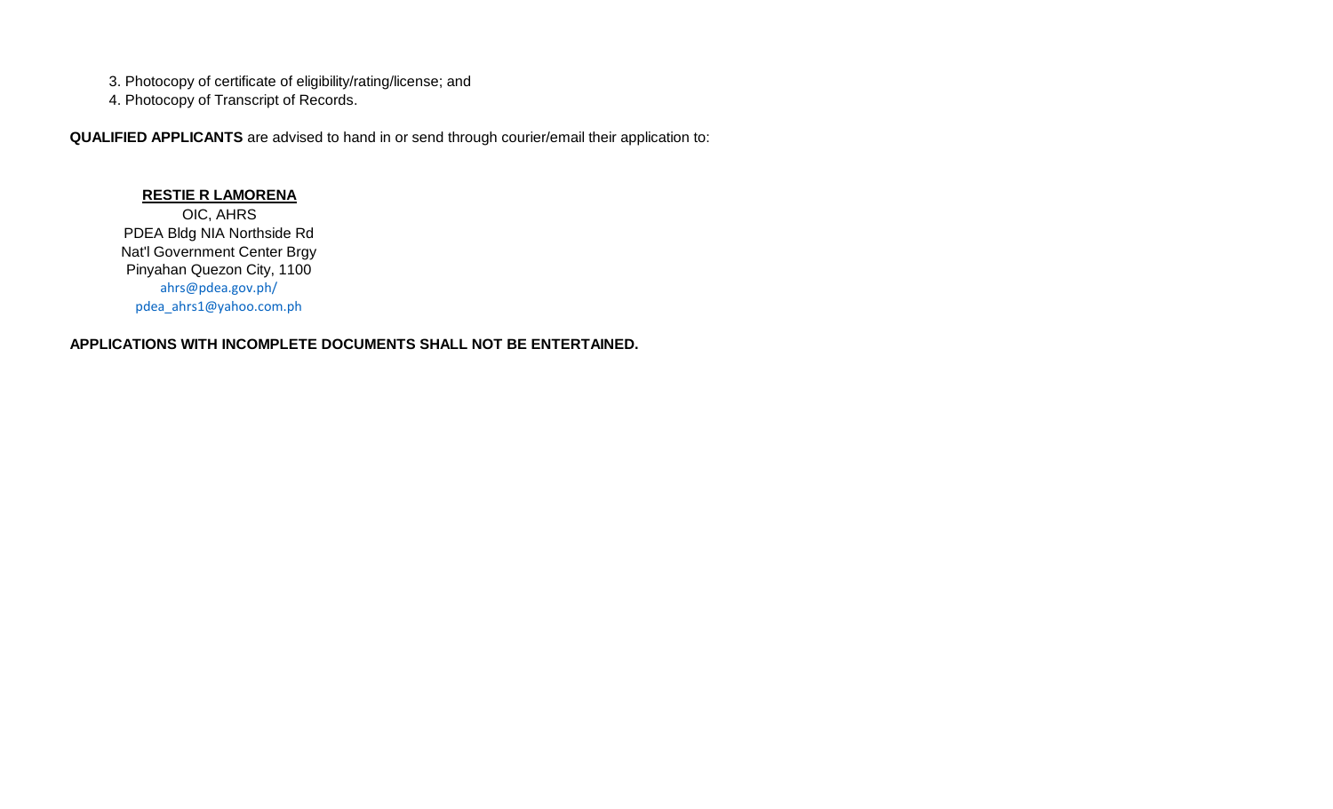3. Photocopy of certificate of eligibility/rating/license; and
4. Photocopy of Transcript of Records.

**QUALIFIED APPLICANTS** are advised to hand in or send through courier/email their application to:

**RESTIE R LAMORENA**
OIC, AHRS
PDEA Bldg NIA Northside Rd
Nat'l Government Center Brgy
Pinyahan Quezon City, 1100
ahrs@pdea.gov.ph/
pdea_ahrs1@yahoo.com.ph

**APPLICATIONS WITH INCOMPLETE DOCUMENTS SHALL NOT BE ENTERTAINED.**